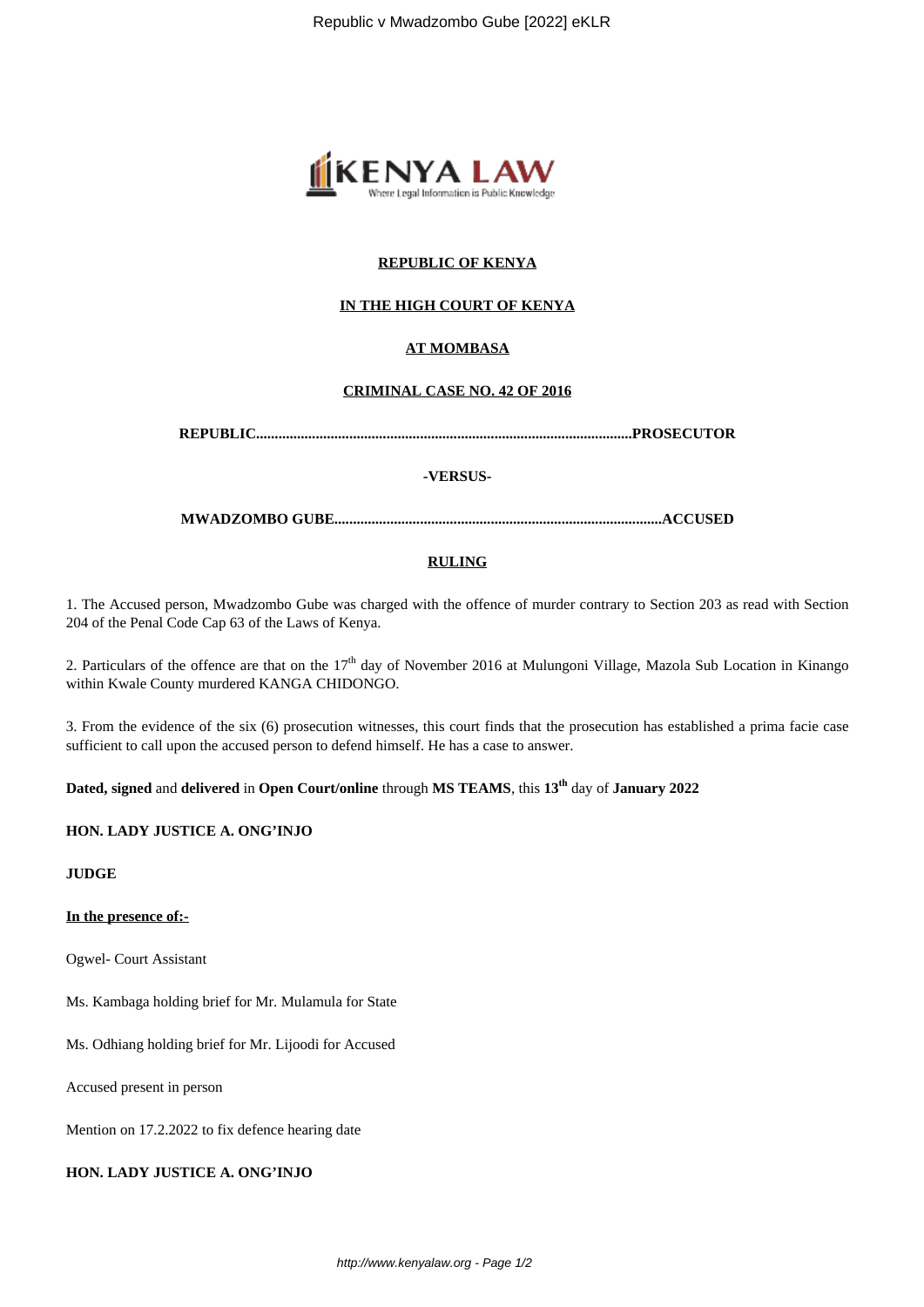**REPUBLIC OF KENYA**

**IN THE HIGH COURT OF KENYA**

**AT MOMBASA**

**CRIMINAL CASE NO. 42 OF 2016**

**REPUBLIC.....................................................................................................PROSECUTOR**

**-VERSUS-**

**MWADZOMBO GUBE.......................................................................................ACCUSED**

**RULING**

1. The Accused person, Mwadzombo Gube was charged with the offence of murder contrary to Section 203 as read with Section 204 of the Penal Code Cap 63 of the Laws of Kenya.

2. Particulars of the offence are that on the 17th day of November 2016 at Mulungoni Village, Mazola Sub Location in Kinango within Kwale County murdered KANGA CHIDONGO.

3. From the evidence of the six (6) prosecution witnesses, this court finds that the prosecution has established a prima facie case sufficient to call upon the accused person to defend himself. He has a case to answer.

**Dated, signed** and **delivered** in **Open Court/online** through **MS TEAMS**, this **13th** day of **January 2022**

**HON. LADY JUSTICE A. ONG'INJO**

**JUDGE**

**In the presence of:-**

Ogwel- Court Assistant

Ms. Kambaga holding brief for Mr. Mulamula for State

Ms. Odhiang holding brief for Mr. Lijoodi for Accused

Accused present in person

Mention on 17.2.2022 to fix defence hearing date

**HON. LADY JUSTICE A. ONG'INJO**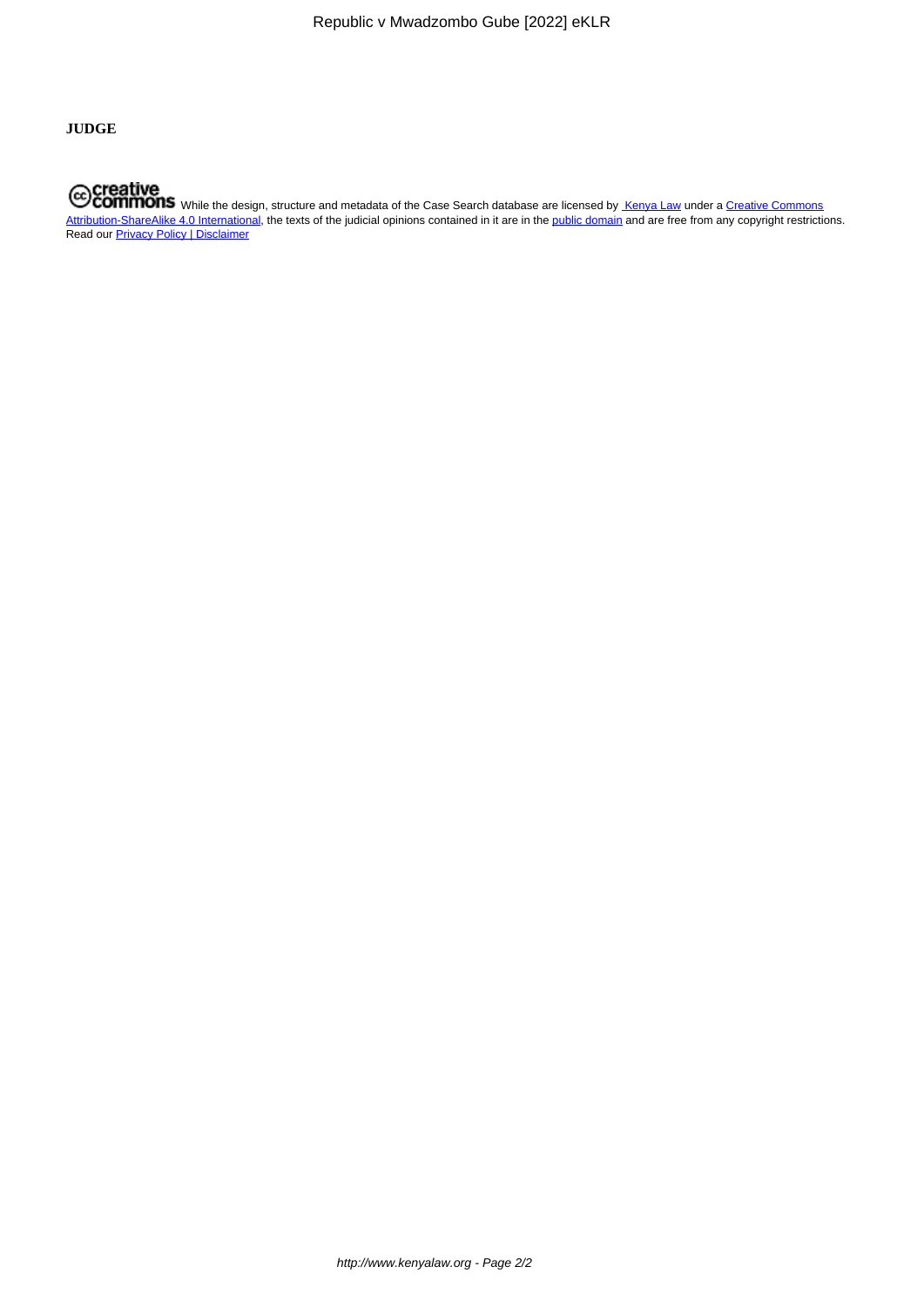**JUDGE**

While the design, structure and metadata of the Case Search database are licensed by Kenya Law under a Creative Commons Attribution-ShareAlike 4.0 International, the texts of the judicial opinions contained in it are in the public domain and are free from any copyright restrictions. Read our Privacy Policy | Disclaimer